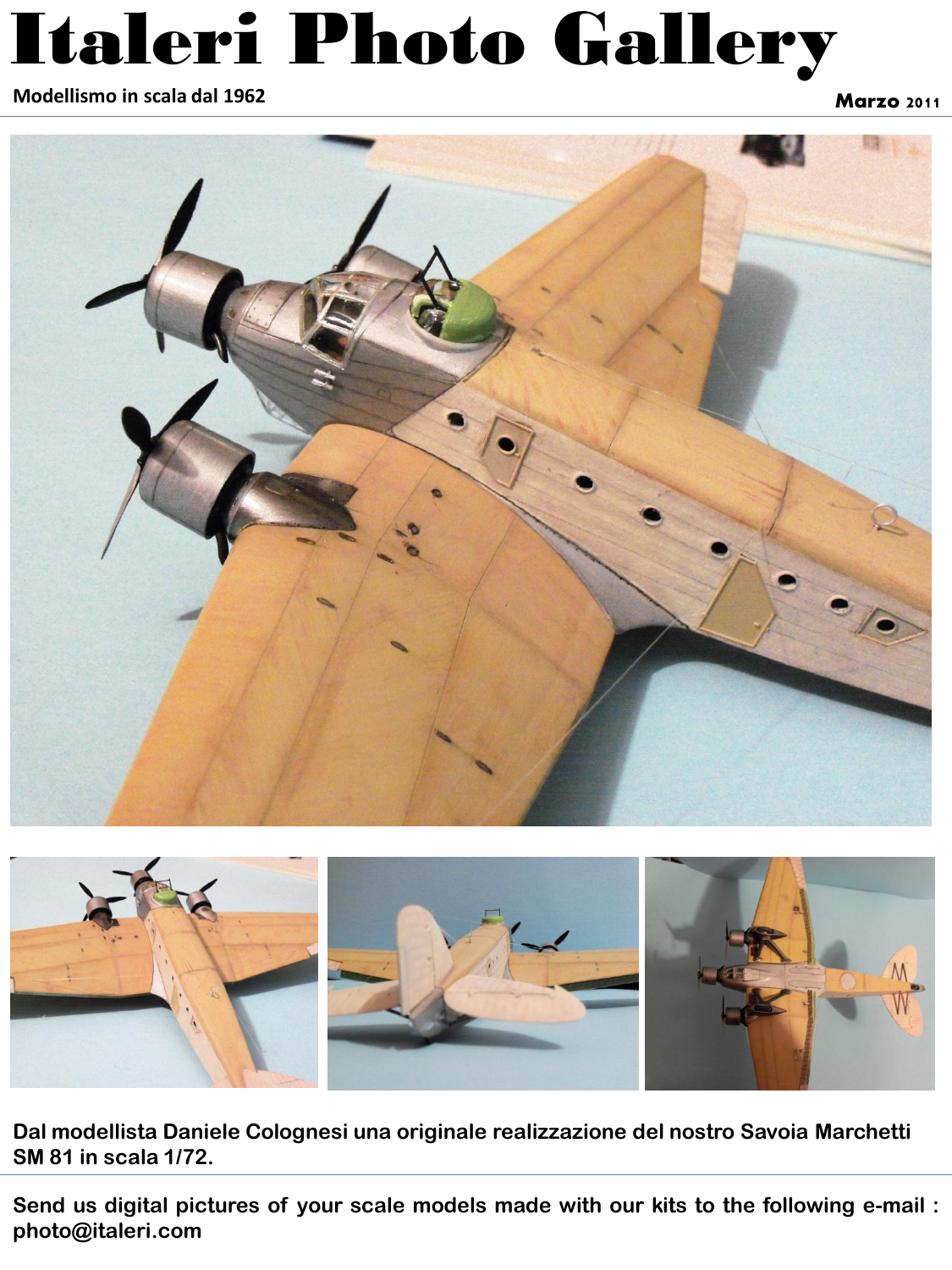# Italeri Photo Gallery

**Modellismo in scala dal 1962**

**Marzo 2011**

**Dal modellista Daniele Colognesi una originale realizzazione del nostro Savoia Marchetti SM 81 in scala 1/72.**

**Send us digital pictures of your scale models made with our kits to the following e-mail : photo@italeri.com**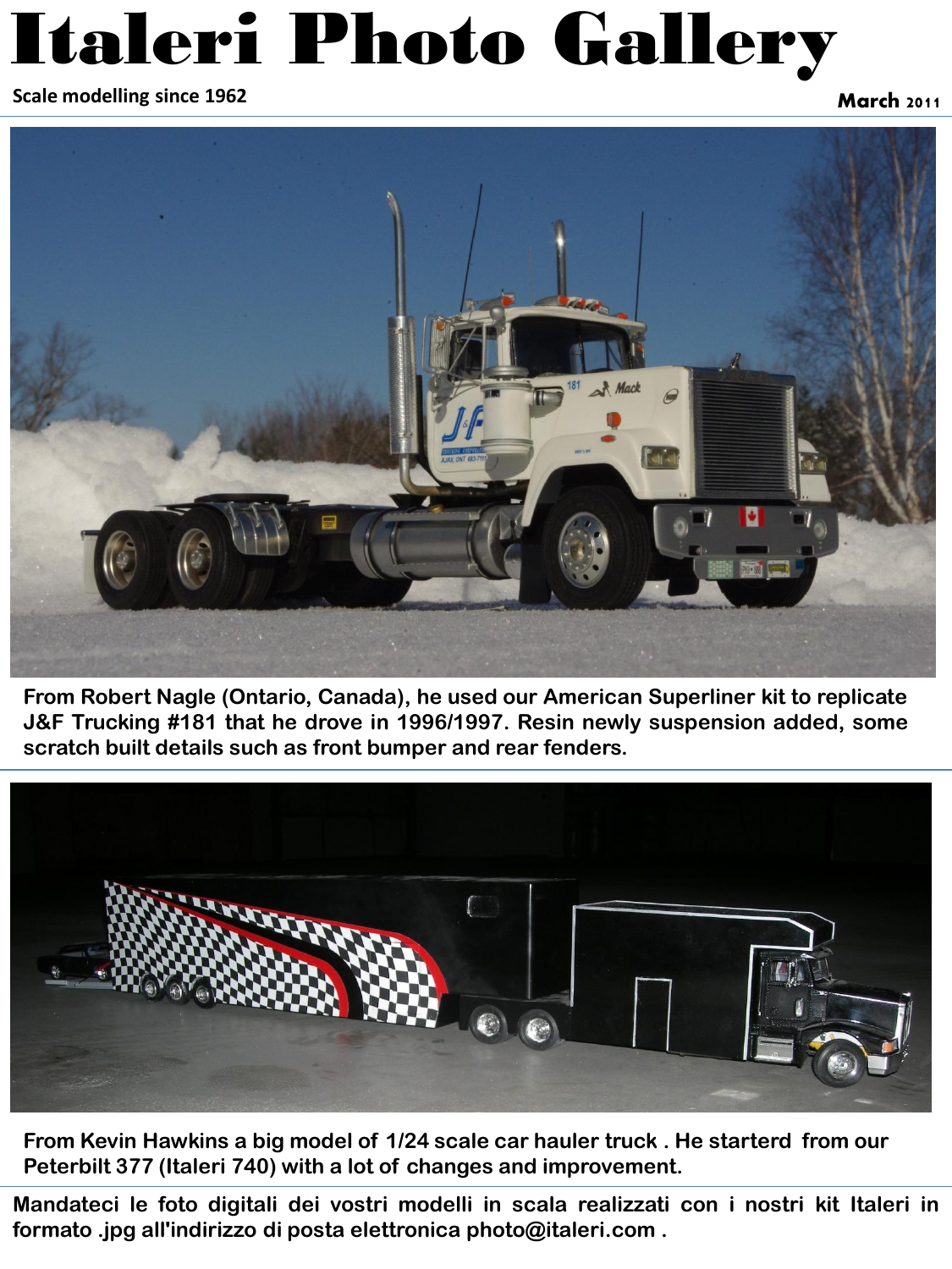# Italeri Photo Gallery

**Scale modelling since 1962** **March 2011**

**From Robert Nagle (Ontario, Canada), he used our American Superliner kit to replicate J&F Trucking #181 that he drove in 1996/1997. Resin newly suspension added, some scratch built details such as front bumper and rear fenders.**

**From Kevin Hawkins a big model of 1/24 scale car hauler truck . He starterd from our Peterbilt 377 (Italeri 740) with a lot of changes and improvement.**

**Mandateci le foto digitali dei vostri modelli in scala realizzati con i nostri kit Italeri in formato .jpg all'indirizzo di posta elettronica photo@italeri.com .**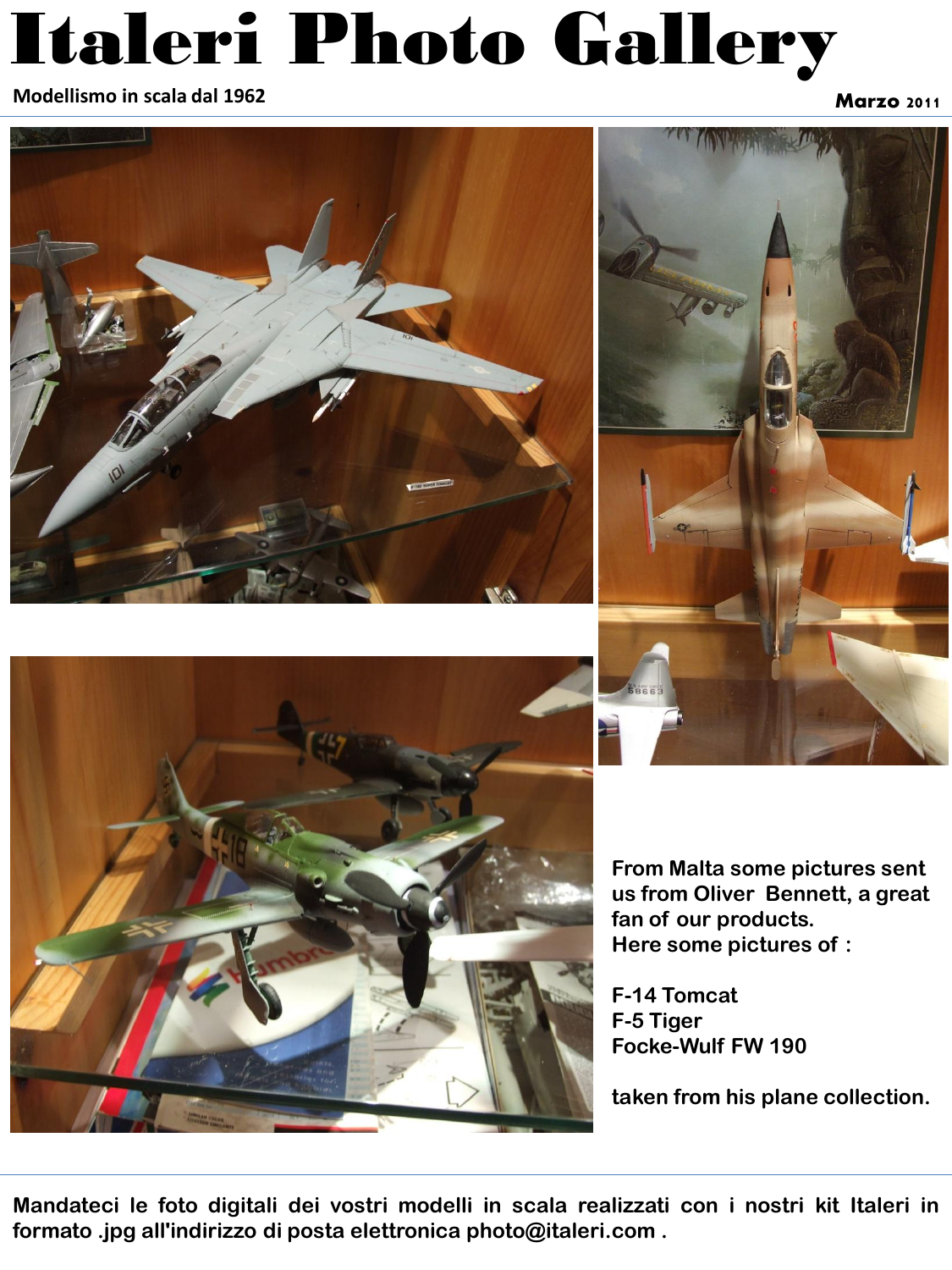# Italeri Photo Gallery

**Modellismo in scala dal 1962**

**Marzo 2011**

**From Malta some pictures sent us from Oliver  Bennett, a great fan of our products.**
**Here some pictures of :**

**F-14 Tomcat**
**F-5 Tiger**
**Focke-Wulf FW 190**

**taken from his plane collection.**

**Mandateci le foto digitali dei vostri modelli in scala realizzati con i nostri kit Italeri in formato .jpg all'indirizzo di posta elettronica photo@italeri.com .**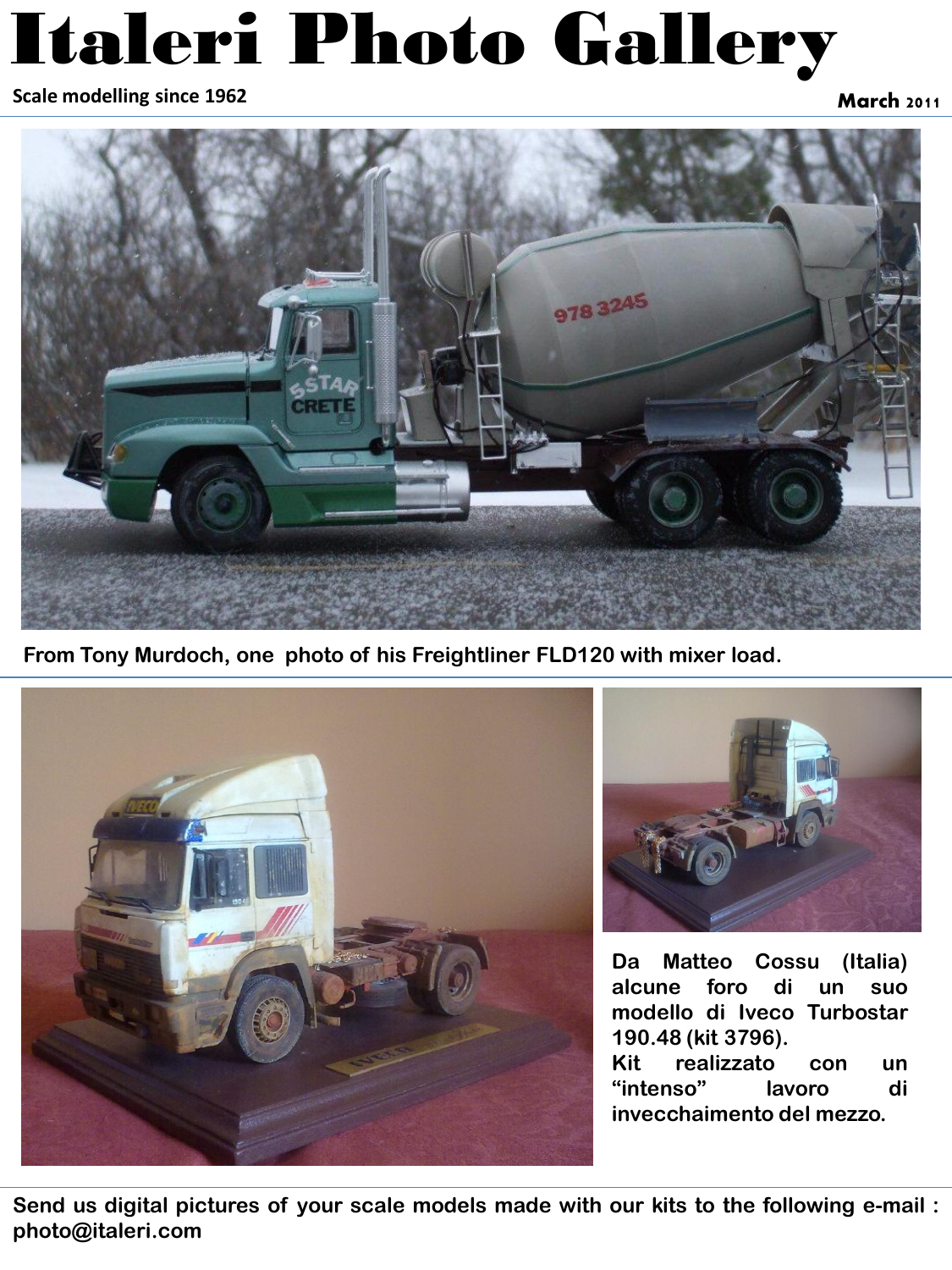# Italeri Photo Gallery

**Scale modelling since 1962**

**March 2011**

**From Tony Murdoch, one photo of his Freightliner FLD120 with mixer load.**

**Da Matteo Cossu (Italia) alcune foro di un suo modello di Iveco Turbostar 190.48 (kit 3796).**
**Kit realizzato con un "intenso" lavoro di invecchaimento del mezzo.**

**Send us digital pictures of your scale models made with our kits to the following e-mail : photo@italeri.com**